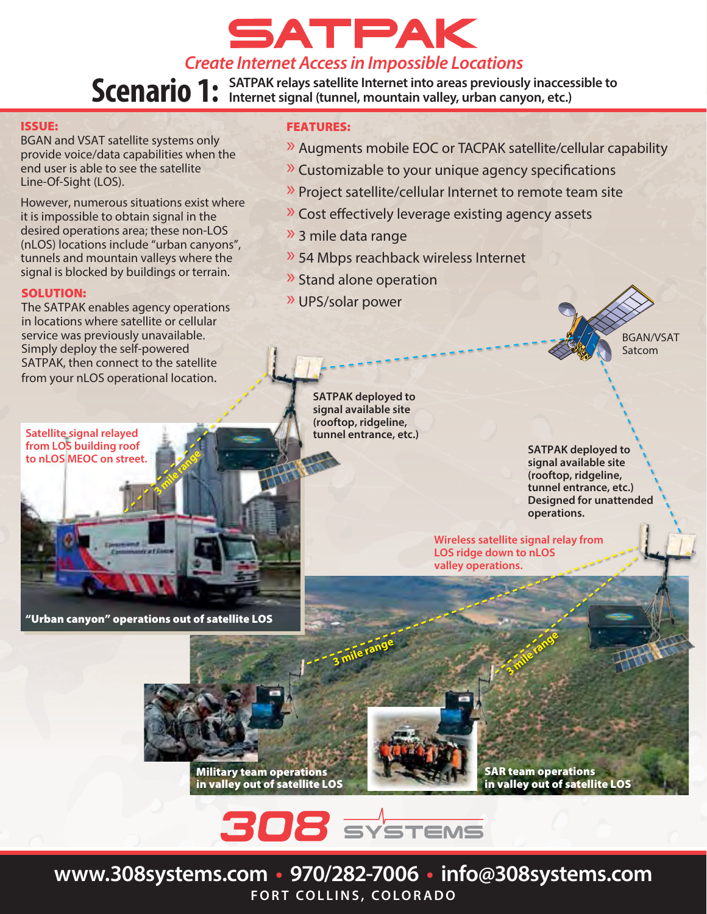# SATPAK

*Create Internet Access in Impossible Locations*

## Scenario 1: SATPAK relays satellite Internet into areas previously inaccessible to Internet signal (tunnel, mountain valley, urban canyon, etc.)

### ISSUE:

BGAN and VSAT satellite systems only provide voice/data capabilities when the end user is able to see the satellite Line-Of-Sight (LOS).

However, numerous situations exist where it is impossible to obtain signal in the desired operations area; these non-LOS (nLOS) locations include "urban canyons", tunnels and mountain valleys where the signal is blocked by buildings or terrain.

### SOLUTION:

The SATPAK enables agency operations in locations where satellite or cellular service was previously unavailable. Simply deploy the self-powered SATPAK, then connect to the satellite from your nLOS operational location.

### FEATURES:

- Augments mobile EOC or TACPAK satellite/cellular capability
- Customizable to your unique agency specifications
- Project satellite/cellular Internet to remote team site
- Cost effectively leverage existing agency assets
- 3 mile data range
- 54 Mbps reachback wireless Internet
- Stand alone operation
- UPS/solar power

BGAN/VSAT Satcom

SATPAK deployed to signal available site (rooftop, ridgeline, tunnel entrance, etc.)

Satellite signal relayed from LOS building roof to nLOS MEOC on street.

3 mile range

"Urban canyon" operations out of satellite LOS

SATPAK deployed to signal available site (rooftop, ridgeline, tunnel entrance, etc.) Designed for unattended operations.

Wireless satellite signal relay from LOS ridge down to nLOS valley operations.

3 mile range

3 mile range

Military team operations in valley out of satellite LOS

SAR team operations in valley out of satellite LOS

308 SYSTEMS

www.308systems.com • 970/282-7006 • info@308systems.com

FORT COLLINS, COLORADO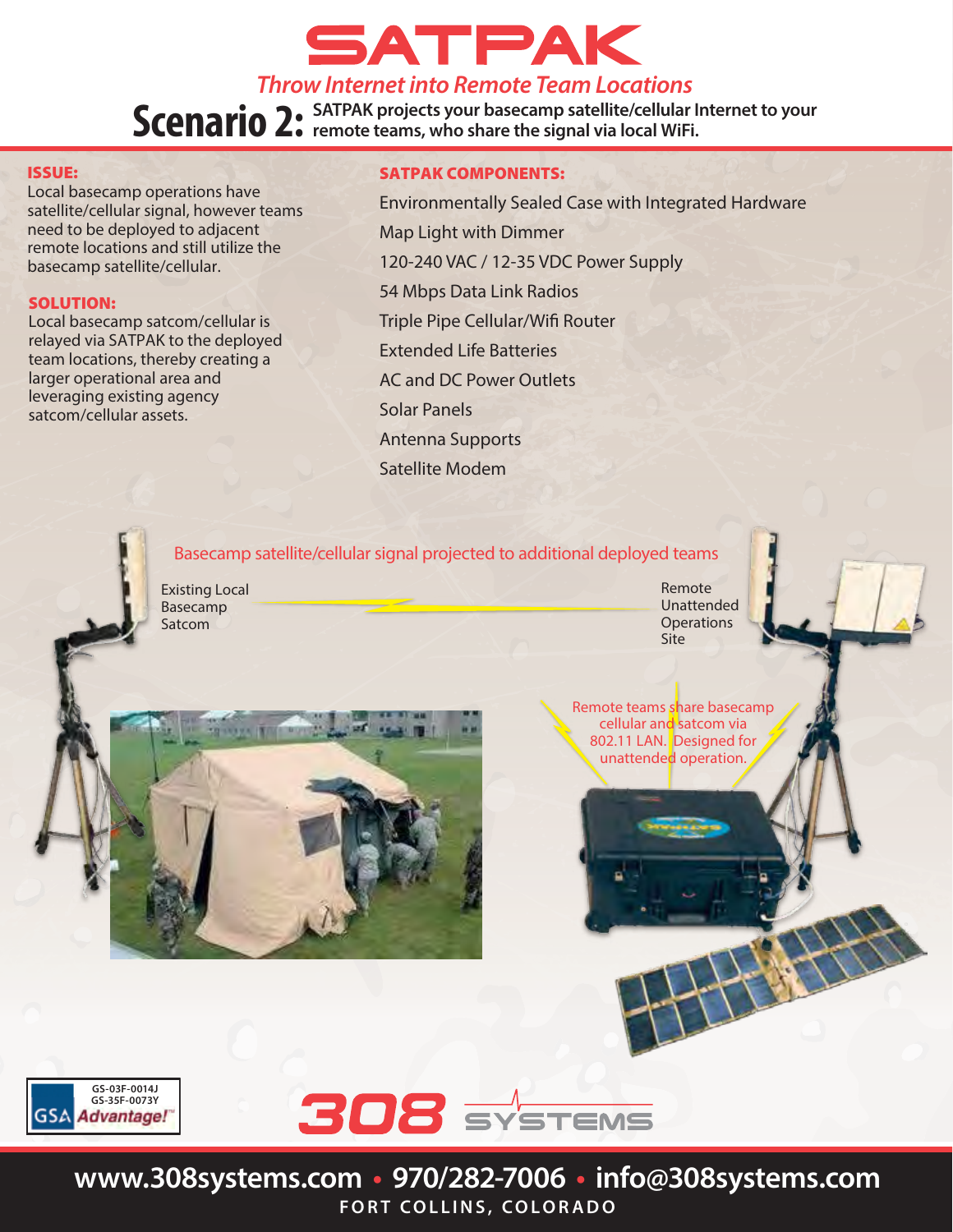# SATPAK

*Throw Internet into Remote Team Locations*

## Scenario 2: SATPAK projects your basecamp satellite/cellular Internet to your remote teams, who share the signal via local WiFi.

**ISSUE:**
Local basecamp operations have satellite/cellular signal, however teams need to be deployed to adjacent remote locations and still utilize the basecamp satellite/cellular.

**SOLUTION:**
Local basecamp satcom/cellular is relayed via SATPAK to the deployed team locations, thereby creating a larger operational area and leveraging existing agency satcom/cellular assets.

**SATPAK COMPONENTS:**

- Environmentally Sealed Case with Integrated Hardware
- Map Light with Dimmer
- 120-240 VAC / 12-35 VDC Power Supply
- 54 Mbps Data Link Radios
- Triple Pipe Cellular/Wifi Router
- Extended Life Batteries
- AC and DC Power Outlets
- Solar Panels
- Antenna Supports
- Satellite Modem

Basecamp satellite/cellular signal projected to additional deployed teams

Existing Local Basecamp Satcom

Remote Unattended Operations Site

Remote teams share basecamp cellular and satcom via 802.11 LAN. Designed for unattended operation.

GSA Advantage! GS-03F-0014J GS-35F-0073Y

308 SYSTEMS

www.308systems.com • 970/282-7006 • info@308systems.com

FORT COLLINS, COLORADO